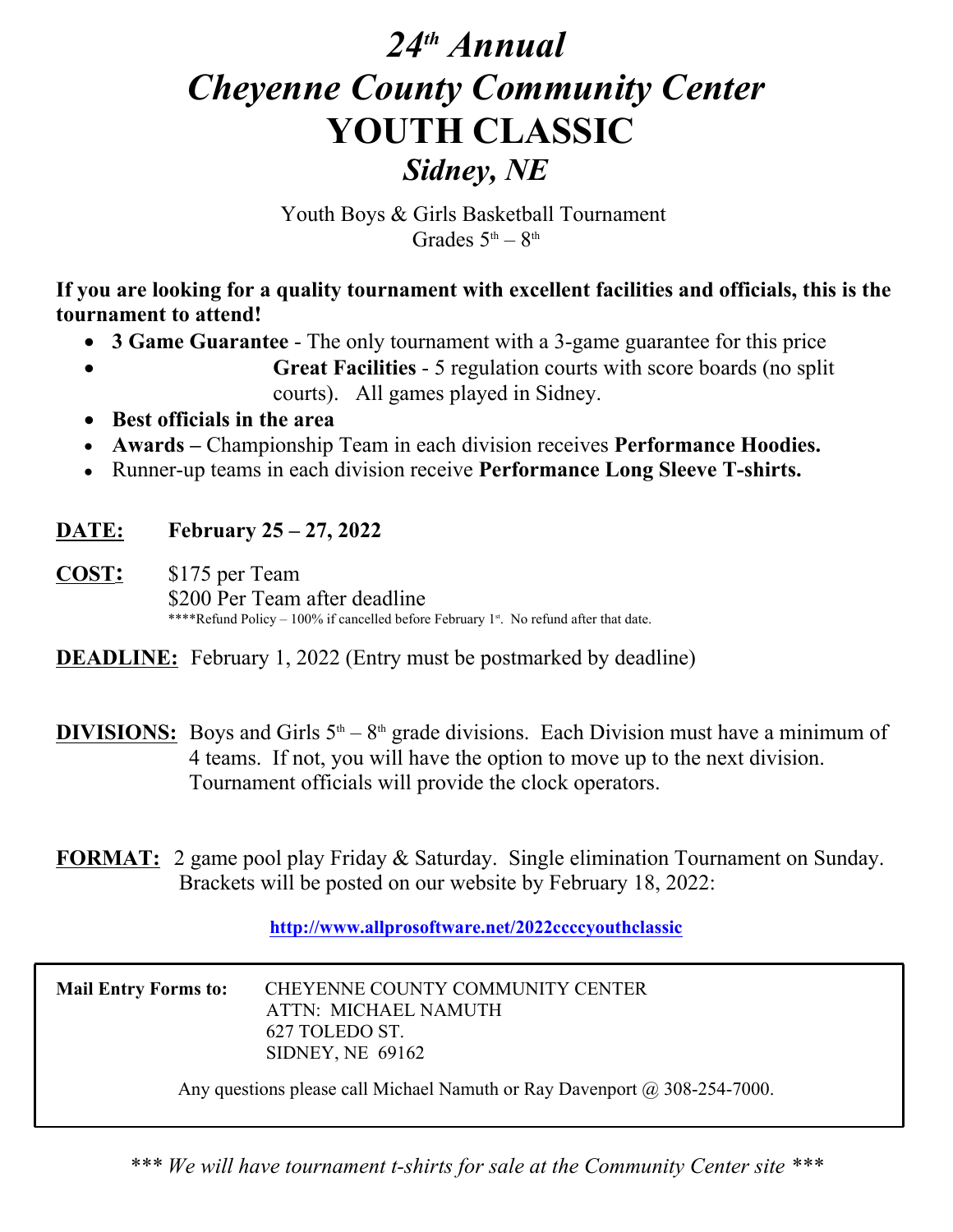# *24th Annual*
# *Cheyenne County Community Center*
# YOUTH CLASSIC
## *Sidney, NE*

Youth Boys & Girls Basketball Tournament
Grades 5th – 8th

**If you are looking for a quality tournament with excellent facilities and officials, this is the tournament to attend!**

- **3 Game Guarantee** - The only tournament with a 3-game guarantee for this price
- **Great Facilities** - 5 regulation courts with score boards (no split courts). All games played in Sidney.
- **Best officials in the area**
- **Awards –** Championship Team in each division receives **Performance Hoodies.**
- Runner-up teams in each division receive **Performance Long Sleeve T-shirts.**

**DATE:** **February 25 – 27, 2022**

**COST:** $175 per Team
$200 Per Team after deadline
****Refund Policy – 100% if cancelled before February 1st. No refund after that date.

**DEADLINE:** February 1, 2022 (Entry must be postmarked by deadline)

**DIVISIONS:** Boys and Girls 5th – 8th grade divisions. Each Division must have a minimum of 4 teams. If not, you will have the option to move up to the next division. Tournament officials will provide the clock operators.

**FORMAT:** 2 game pool play Friday & Saturday. Single elimination Tournament on Sunday. Brackets will be posted on our website by February 18, 2022:

**http://www.allprosoftware.net/2022ccccyouthclassic**

**Mail Entry Forms to:** CHEYENNE COUNTY COMMUNITY CENTER
ATTN: MICHAEL NAMUTH
627 TOLEDO ST.
SIDNEY, NE 69162

Any questions please call Michael Namuth or Ray Davenport @ 308-254-7000.

*\*\*\* We will have tournament t-shirts for sale at the Community Center site \*\*\**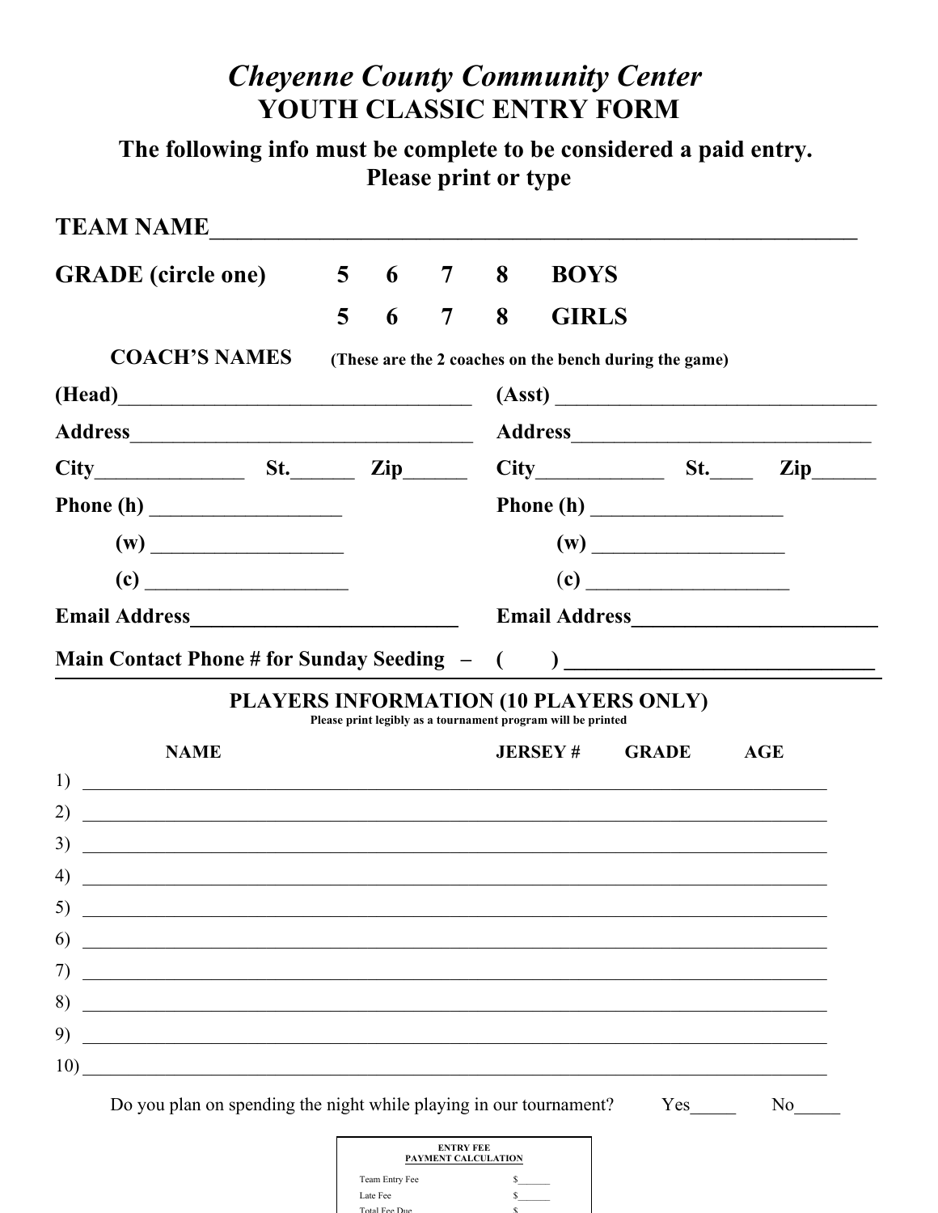# *Cheyenne County Community Center*

## YOUTH CLASSIC ENTRY FORM

**The following info must be complete to be considered a paid entry.**
**Please print or type**

**TEAM NAME**\_\_\_\_\_\_\_\_\_\_\_\_\_\_\_\_\_\_\_\_\_\_\_\_\_\_\_\_\_\_\_\_\_\_\_\_\_\_\_\_\_\_\_\_\_\_\_\_\_\_\_\_\_\_

**GRADE (circle one)** **5 6 7 8 BOYS**

**5 6 7 8 GIRLS**

**COACH'S NAMES** **(These are the 2 coaches on the bench during the game)**

| | |
|---|---|
| **(Head)**\_\_\_\_\_\_\_\_\_\_\_\_\_\_\_\_\_\_\_\_\_\_\_\_\_\_\_\_ | **(Asst)** \_\_\_\_\_\_\_\_\_\_\_\_\_\_\_\_\_\_\_\_\_\_\_\_\_\_\_\_ |
| **Address**\_\_\_\_\_\_\_\_\_\_\_\_\_\_\_\_\_\_\_\_\_\_\_\_\_\_\_\_ | **Address**\_\_\_\_\_\_\_\_\_\_\_\_\_\_\_\_\_\_\_\_\_\_\_\_\_\_\_\_ |
| **City**\_\_\_\_\_\_\_\_\_\_ **St.**\_\_\_\_\_ **Zip**\_\_\_\_\_ | **City**\_\_\_\_\_\_\_\_\_\_ **St.**\_\_\_\_ **Zip**\_\_\_\_\_ |
| **Phone (h)** \_\_\_\_\_\_\_\_\_\_\_\_\_\_\_\_ | **Phone (h)** \_\_\_\_\_\_\_\_\_\_\_\_\_\_\_\_ |
| **(w)** \_\_\_\_\_\_\_\_\_\_\_\_\_\_\_\_ | **(w)** \_\_\_\_\_\_\_\_\_\_\_\_\_\_\_\_ |
| **(c)** \_\_\_\_\_\_\_\_\_\_\_\_\_\_\_\_ | **(c)** \_\_\_\_\_\_\_\_\_\_\_\_\_\_\_\_ |
| **Email Address**\_\_\_\_\_\_\_\_\_\_\_\_\_\_\_\_\_\_\_\_ | **Email Address**\_\_\_\_\_\_\_\_\_\_\_\_\_\_\_\_\_\_\_\_ |

**Main Contact Phone # for Sunday Seeding – (   ) \_\_\_\_\_\_\_\_\_\_\_\_\_\_\_\_\_\_\_\_\_\_\_\_\_\_**

---

### PLAYERS INFORMATION (10 PLAYERS ONLY)

**Please print legibly as a tournament program will be printed**

| | NAME | JERSEY # | GRADE | AGE |
|---|---|---|---|---|
| 1) | | | | |
| 2) | | | | |
| 3) | | | | |
| 4) | | | | |
| 5) | | | | |
| 6) | | | | |
| 7) | | | | |
| 8) | | | | |
| 9) | | | | |
| 10) | | | | |

Do you plan on spending the night while playing in our tournament? Yes\_\_\_\_\_ No\_\_\_\_\_

| ENTRY FEE PAYMENT CALCULATION | |
|---|---|
| Team Entry Fee | $\_\_\_\_\_\_ |
| Late Fee | $\_\_\_\_\_\_ |
| Total Fee Due | $ |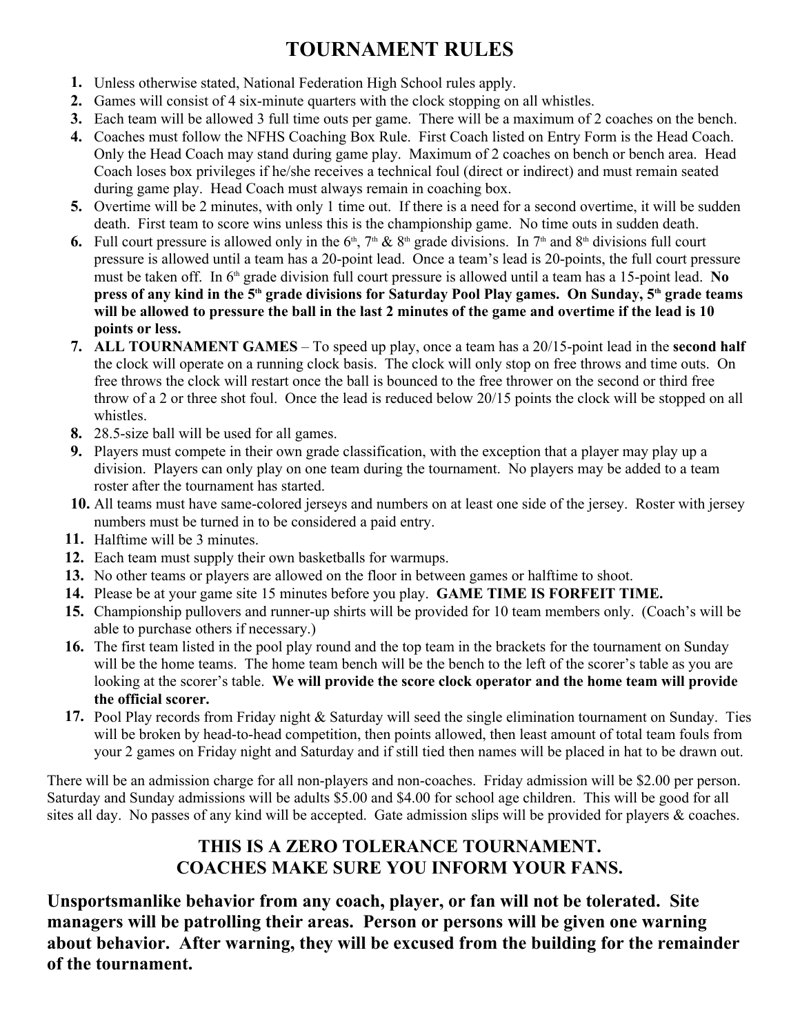# TOURNAMENT RULES

1. Unless otherwise stated, National Federation High School rules apply.
2. Games will consist of 4 six-minute quarters with the clock stopping on all whistles.
3. Each team will be allowed 3 full time outs per game. There will be a maximum of 2 coaches on the bench.
4. Coaches must follow the NFHS Coaching Box Rule. First Coach listed on Entry Form is the Head Coach. Only the Head Coach may stand during game play. Maximum of 2 coaches on bench or bench area. Head Coach loses box privileges if he/she receives a technical foul (direct or indirect) and must remain seated during game play. Head Coach must always remain in coaching box.
5. Overtime will be 2 minutes, with only 1 time out. If there is a need for a second overtime, it will be sudden death. First team to score wins unless this is the championship game. No time outs in sudden death.
6. Full court pressure is allowed only in the 6th, 7th & 8th grade divisions. In 7th and 8th divisions full court pressure is allowed until a team has a 20-point lead. Once a team's lead is 20-points, the full court pressure must be taken off. In 6th grade division full court pressure is allowed until a team has a 15-point lead. **No press of any kind in the 5th grade divisions for Saturday Pool Play games. On Sunday, 5th grade teams will be allowed to pressure the ball in the last 2 minutes of the game and overtime if the lead is 10 points or less.**
7. **ALL TOURNAMENT GAMES** – To speed up play, once a team has a 20/15-point lead in the **second half** the clock will operate on a running clock basis. The clock will only stop on free throws and time outs. On free throws the clock will restart once the ball is bounced to the free thrower on the second or third free throw of a 2 or three shot foul. Once the lead is reduced below 20/15 points the clock will be stopped on all whistles.
8. 28.5-size ball will be used for all games.
9. Players must compete in their own grade classification, with the exception that a player may play up a division. Players can only play on one team during the tournament. No players may be added to a team roster after the tournament has started.
10. All teams must have same-colored jerseys and numbers on at least one side of the jersey. Roster with jersey numbers must be turned in to be considered a paid entry.
11. Halftime will be 3 minutes.
12. Each team must supply their own basketballs for warmups.
13. No other teams or players are allowed on the floor in between games or halftime to shoot.
14. Please be at your game site 15 minutes before you play. **GAME TIME IS FORFEIT TIME.**
15. Championship pullovers and runner-up shirts will be provided for 10 team members only. (Coach's will be able to purchase others if necessary.)
16. The first team listed in the pool play round and the top team in the brackets for the tournament on Sunday will be the home teams. The home team bench will be the bench to the left of the scorer's table as you are looking at the scorer's table. **We will provide the score clock operator and the home team will provide the official scorer.**
17. Pool Play records from Friday night & Saturday will seed the single elimination tournament on Sunday. Ties will be broken by head-to-head competition, then points allowed, then least amount of total team fouls from your 2 games on Friday night and Saturday and if still tied then names will be placed in hat to be drawn out.

There will be an admission charge for all non-players and non-coaches. Friday admission will be $2.00 per person. Saturday and Sunday admissions will be adults $5.00 and $4.00 for school age children. This will be good for all sites all day. No passes of any kind will be accepted. Gate admission slips will be provided for players & coaches.

## THIS IS A ZERO TOLERANCE TOURNAMENT.
## COACHES MAKE SURE YOU INFORM YOUR FANS.

**Unsportsmanlike behavior from any coach, player, or fan will not be tolerated. Site managers will be patrolling their areas. Person or persons will be given one warning about behavior. After warning, they will be excused from the building for the remainder of the tournament.**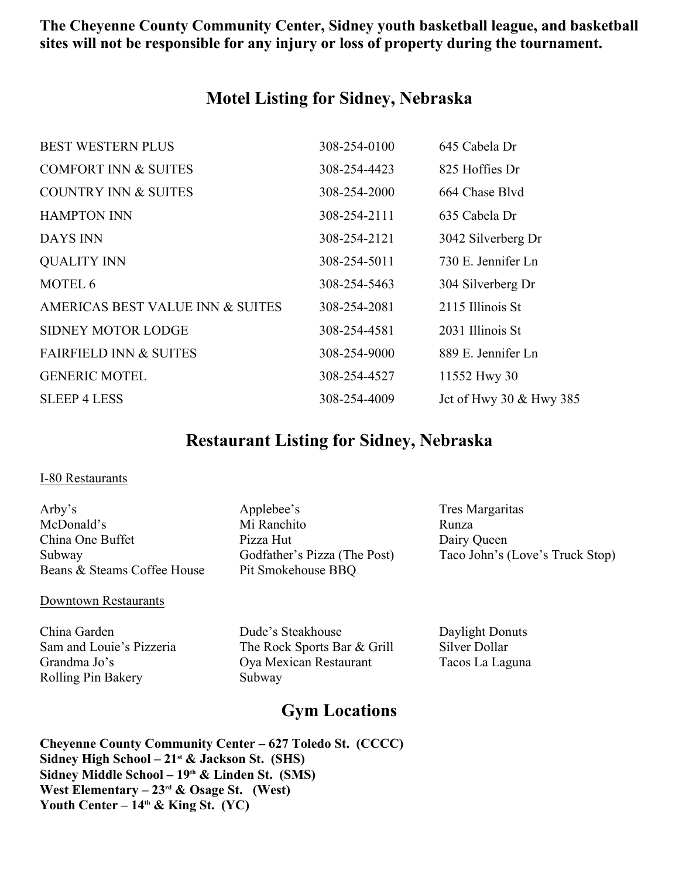**The Cheyenne County Community Center, Sidney youth basketball league, and basketball sites will not be responsible for any injury or loss of property during the tournament.**

## Motel Listing for Sidney, Nebraska

| | | |
|---|---|---|
| BEST WESTERN PLUS | 308-254-0100 | 645 Cabela Dr |
| COMFORT INN & SUITES | 308-254-4423 | 825 Hoffies Dr |
| COUNTRY INN & SUITES | 308-254-2000 | 664 Chase Blvd |
| HAMPTON INN | 308-254-2111 | 635 Cabela Dr |
| DAYS INN | 308-254-2121 | 3042 Silverberg Dr |
| QUALITY INN | 308-254-5011 | 730 E. Jennifer Ln |
| MOTEL 6 | 308-254-5463 | 304 Silverberg Dr |
| AMERICAS BEST VALUE INN & SUITES | 308-254-2081 | 2115 Illinois St |
| SIDNEY MOTOR LODGE | 308-254-4581 | 2031 Illinois St |
| FAIRFIELD INN & SUITES | 308-254-9000 | 889 E. Jennifer Ln |
| GENERIC MOTEL | 308-254-4527 | 11552 Hwy 30 |
| SLEEP 4 LESS | 308-254-4009 | Jct of Hwy 30 & Hwy 385 |

## Restaurant Listing for Sidney, Nebraska

I-80 Restaurants

| | | |
|---|---|---|
| Arby's | Applebee's | Tres Margaritas |
| McDonald's | Mi Ranchito | Runza |
| China One Buffet | Pizza Hut | Dairy Queen |
| Subway | Godfather's Pizza (The Post) | Taco John's (Love's Truck Stop) |
| Beans & Steams Coffee House | Pit Smokehouse BBQ | |

Downtown Restaurants

| | | |
|---|---|---|
| China Garden | Dude's Steakhouse | Daylight Donuts |
| Sam and Louie's Pizzeria | The Rock Sports Bar & Grill | Silver Dollar |
| Grandma Jo's | Oya Mexican Restaurant | Tacos La Laguna |
| Rolling Pin Bakery | Subway | |

## Gym Locations

**Cheyenne County Community Center – 627 Toledo St. (CCCC)**
**Sidney High School – 21st & Jackson St. (SHS)**
**Sidney Middle School – 19th & Linden St. (SMS)**
**West Elementary – 23rd & Osage St. (West)**
**Youth Center – 14th & King St. (YC)**